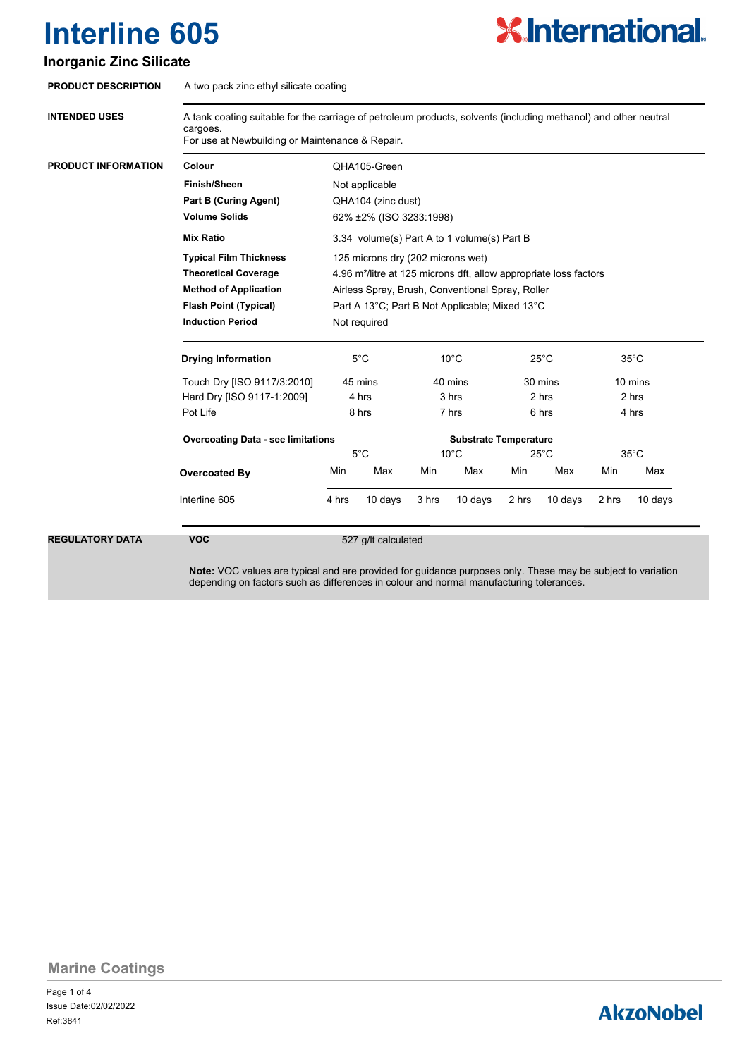# Interline 605

## Inorganic Zinc Silicate

**PRODUCT DESCRIPTION**

A two pack zinc ethyl silicate coating

**INTENDED USES**

A tank coating suitable for the carriage of petroleum products, solvents (including methanol) and other neutral cargoes.
For use at Newbuilding or Maintenance & Repair.

**PRODUCT INFORMATION**

| | |
|---|---|
| **Colour** | QHA105-Green |
| **Finish/Sheen** | Not applicable |
| **Part B (Curing Agent)** | QHA104 (zinc dust) |
| **Volume Solids** | 62% ±2% (ISO 3233:1998) |
| **Mix Ratio** | 3.34 volume(s) Part A to 1 volume(s) Part B |
| **Typical Film Thickness** | 125 microns dry (202 microns wet) |
| **Theoretical Coverage** | 4.96 m²/litre at 125 microns dft, allow appropriate loss factors |
| **Method of Application** | Airless Spray, Brush, Conventional Spray, Roller |
| **Flash Point (Typical)** | Part A 13°C; Part B Not Applicable; Mixed 13°C |
| **Induction Period** | Not required |

| **Drying Information** | 5°C | 10°C | 25°C | 35°C |
|---|---|---|---|---|
| Touch Dry [ISO 9117/3:2010] | 45 mins | 40 mins | 30 mins | 10 mins |
| Hard Dry [ISO 9117-1:2009] | 4 hrs | 3 hrs | 2 hrs | 2 hrs |
| Pot Life | 8 hrs | 7 hrs | 6 hrs | 4 hrs |

| **Overcoating Data - see limitations** | **Substrate Temperature** | | | | | | | |
|---|---|---|---|---|---|---|---|---|
| | 5°C | | 10°C | | 25°C | | 35°C | |
| **Overcoated By** | Min | Max | Min | Max | Min | Max | Min | Max |
| Interline 605 | 4 hrs | 10 days | 3 hrs | 10 days | 2 hrs | 10 days | 2 hrs | 10 days |

**REGULATORY DATA**

| | |
|---|---|
| **VOC** | 527 g/lt calculated |

**Note:** VOC values are typical and are provided for guidance purposes only. These may be subject to variation depending on factors such as differences in colour and normal manufacturing tolerances.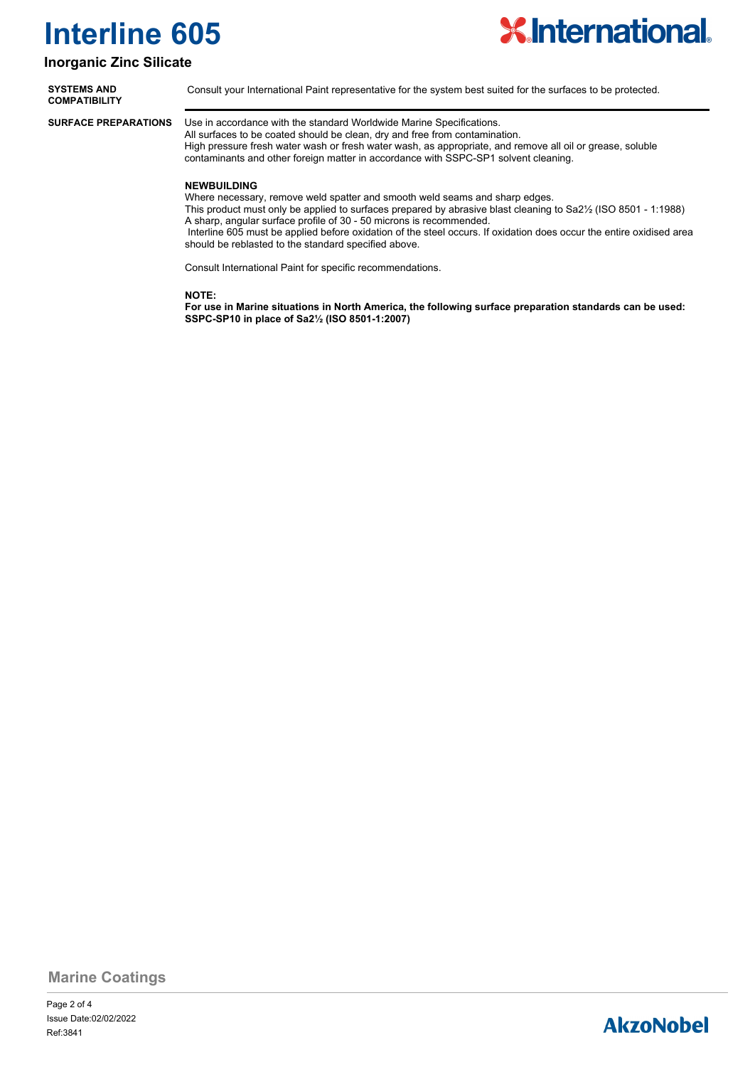# Interline 605

## Inorganic Zinc Silicate

**SYSTEMS AND COMPATIBILITY**

Consult your International Paint representative for the system best suited for the surfaces to be protected.

**SURFACE PREPARATIONS**

Use in accordance with the standard Worldwide Marine Specifications.
All surfaces to be coated should be clean, dry and free from contamination.
High pressure fresh water wash or fresh water wash, as appropriate, and remove all oil or grease, soluble contaminants and other foreign matter in accordance with SSPC-SP1 solvent cleaning.

**NEWBUILDING**

Where necessary, remove weld spatter and smooth weld seams and sharp edges.
This product must only be applied to surfaces prepared by abrasive blast cleaning to Sa2½ (ISO 8501 - 1:1988)
A sharp, angular surface profile of 30 - 50 microns is recommended.
Interline 605 must be applied before oxidation of the steel occurs. If oxidation does occur the entire oxidised area should be reblasted to the standard specified above.

Consult International Paint for specific recommendations.

**NOTE:**

**For use in Marine situations in North America, the following surface preparation standards can be used: SSPC-SP10 in place of Sa2½ (ISO 8501-1:2007)**

Marine Coatings

Issue Date:02/02/2022
Ref:3841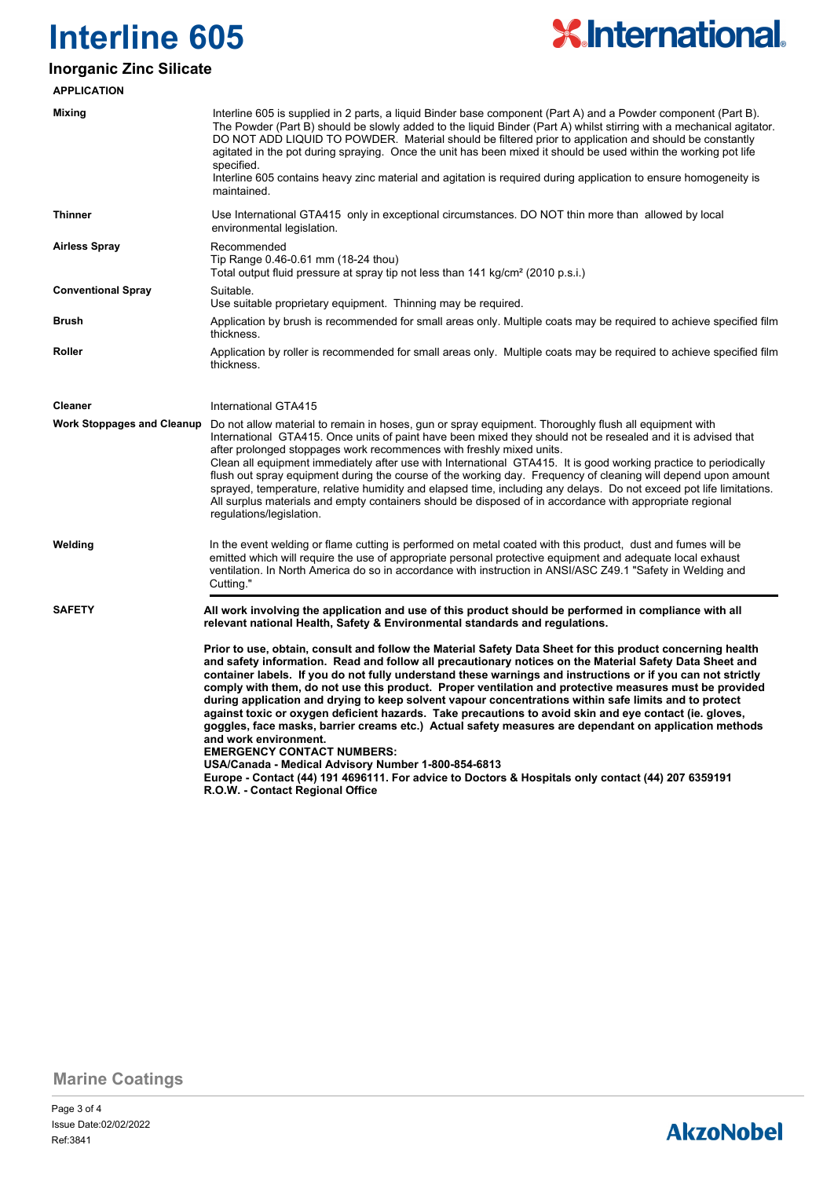# Interline 605

## Inorganic Zinc Silicate

### APPLICATION

| | |
|---|---|
| **Mixing** | Interline 605 is supplied in 2 parts, a liquid Binder base component (Part A) and a Powder component (Part B). The Powder (Part B) should be slowly added to the liquid Binder (Part A) whilst stirring with a mechanical agitator. DO NOT ADD LIQUID TO POWDER. Material should be filtered prior to application and should be constantly agitated in the pot during spraying. Once the unit has been mixed it should be used within the working pot life specified.<br>Interline 605 contains heavy zinc material and agitation is required during application to ensure homogeneity is maintained. |
| **Thinner** | Use International GTA415 only in exceptional circumstances. DO NOT thin more than allowed by local environmental legislation. |
| **Airless Spray** | Recommended<br>Tip Range 0.46-0.61 mm (18-24 thou)<br>Total output fluid pressure at spray tip not less than 141 kg/cm² (2010 p.s.i.) |
| **Conventional Spray** | Suitable.<br>Use suitable proprietary equipment. Thinning may be required. |
| **Brush** | Application by brush is recommended for small areas only. Multiple coats may be required to achieve specified film thickness. |
| **Roller** | Application by roller is recommended for small areas only. Multiple coats may be required to achieve specified film thickness. |
| **Cleaner** | International GTA415 |
| **Work Stoppages and Cleanup** | Do not allow material to remain in hoses, gun or spray equipment. Thoroughly flush all equipment with International GTA415. Once units of paint have been mixed they should not be resealed and it is advised that after prolonged stoppages work recommences with freshly mixed units.<br>Clean all equipment immediately after use with International GTA415. It is good working practice to periodically flush out spray equipment during the course of the working day. Frequency of cleaning will depend upon amount sprayed, temperature, relative humidity and elapsed time, including any delays. Do not exceed pot life limitations. All surplus materials and empty containers should be disposed of in accordance with appropriate regional regulations/legislation. |
| **Welding** | In the event welding or flame cutting is performed on metal coated with this product, dust and fumes will be emitted which will require the use of appropriate personal protective equipment and adequate local exhaust ventilation. In North America do so in accordance with instruction in ANSI/ASC Z49.1 "Safety in Welding and Cutting." |

### SAFETY

**All work involving the application and use of this product should be performed in compliance with all relevant national Health, Safety & Environmental standards and regulations.**

**Prior to use, obtain, consult and follow the Material Safety Data Sheet for this product concerning health and safety information. Read and follow all precautionary notices on the Material Safety Data Sheet and container labels. If you do not fully understand these warnings and instructions or if you can not strictly comply with them, do not use this product. Proper ventilation and protective measures must be provided during application and drying to keep solvent vapour concentrations within safe limits and to protect against toxic or oxygen deficient hazards. Take precautions to avoid skin and eye contact (ie. gloves, goggles, face masks, barrier creams etc.) Actual safety measures are dependant on application methods and work environment.**

**EMERGENCY CONTACT NUMBERS:**

**USA/Canada - Medical Advisory Number 1-800-854-6813**

**Europe - Contact (44) 191 4696111. For advice to Doctors & Hospitals only contact (44) 207 6359191**

**R.O.W. - Contact Regional Office**

Marine Coatings

Issue Date:02/02/2022

Ref:3841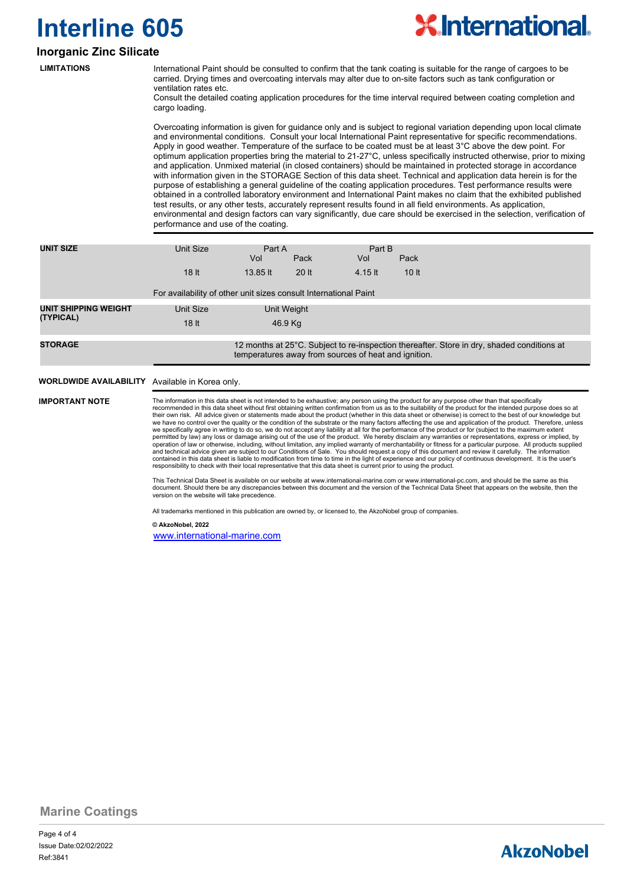# Interline 605

## Inorganic Zinc Silicate

**LIMITATIONS**

International Paint should be consulted to confirm that the tank coating is suitable for the range of cargoes to be carried. Drying times and overcoating intervals may alter due to on-site factors such as tank configuration or ventilation rates etc.
Consult the detailed coating application procedures for the time interval required between coating completion and cargo loading.

Overcoating information is given for guidance only and is subject to regional variation depending upon local climate and environmental conditions. Consult your local International Paint representative for specific recommendations. Apply in good weather. Temperature of the surface to be coated must be at least 3°C above the dew point. For optimum application properties bring the material to 21-27°C, unless specifically instructed otherwise, prior to mixing and application. Unmixed material (in closed containers) should be maintained in protected storage in accordance with information given in the STORAGE Section of this data sheet. Technical and application data herein is for the purpose of establishing a general guideline of the coating application procedures. Test performance results were obtained in a controlled laboratory environment and International Paint makes no claim that the exhibited published test results, or any other tests, accurately represent results found in all field environments. As application, environmental and design factors can vary significantly, due care should be exercised in the selection, verification of performance and use of the coating.

**UNIT SIZE**

| Unit Size | Part A | | Part B | |
|---|---|---|---|---|
| | Vol | Pack | Vol | Pack |
| 18 lt | 13.85 lt | 20 lt | 4.15 lt | 10 lt |

For availability of other unit sizes consult International Paint

**UNIT SHIPPING WEIGHT (TYPICAL)**

| Unit Size | Unit Weight |
|---|---|
| 18 lt | 46.9 Kg |

**STORAGE**

12 months at 25°C. Subject to re-inspection thereafter. Store in dry, shaded conditions at temperatures away from sources of heat and ignition.

**WORLDWIDE AVAILABILITY** Available in Korea only.

**IMPORTANT NOTE**

The information in this data sheet is not intended to be exhaustive; any person using the product for any purpose other than that specifically recommended in this data sheet without first obtaining written confirmation from us as to the suitability of the product for the intended purpose does so at their own risk. All advice given or statements made about the product (whether in this data sheet or otherwise) is correct to the best of our knowledge but we have no control over the quality or the condition of the substrate or the many factors affecting the use and application of the product. Therefore, unless we specifically agree in writing to do so, we do not accept any liability at all for the performance of the product or for (subject to the maximum extent permitted by law) any loss or damage arising out of the use of the product. We hereby disclaim any warranties or representations, express or implied, by operation of law or otherwise, including, without limitation, any implied warranty of merchantability or fitness for a particular purpose. All products supplied and technical advice given are subject to our Conditions of Sale. You should request a copy of this document and review it carefully. The information contained in this data sheet is liable to modification from time to time in the light of experience and our policy of continuous development. It is the user's responsibility to check with their local representative that this data sheet is current prior to using the product.

This Technical Data Sheet is available on our website at www.international-marine.com or www.international-pc.com, and should be the same as this document. Should there be any discrepancies between this document and the version of the Technical Data Sheet that appears on the website, then the version on the website will take precedence.

All trademarks mentioned in this publication are owned by, or licensed to, the AkzoNobel group of companies.

**© AkzoNobel, 2022**

www.international-marine.com

Marine Coatings

Issue Date:02/02/2022
Ref:3841